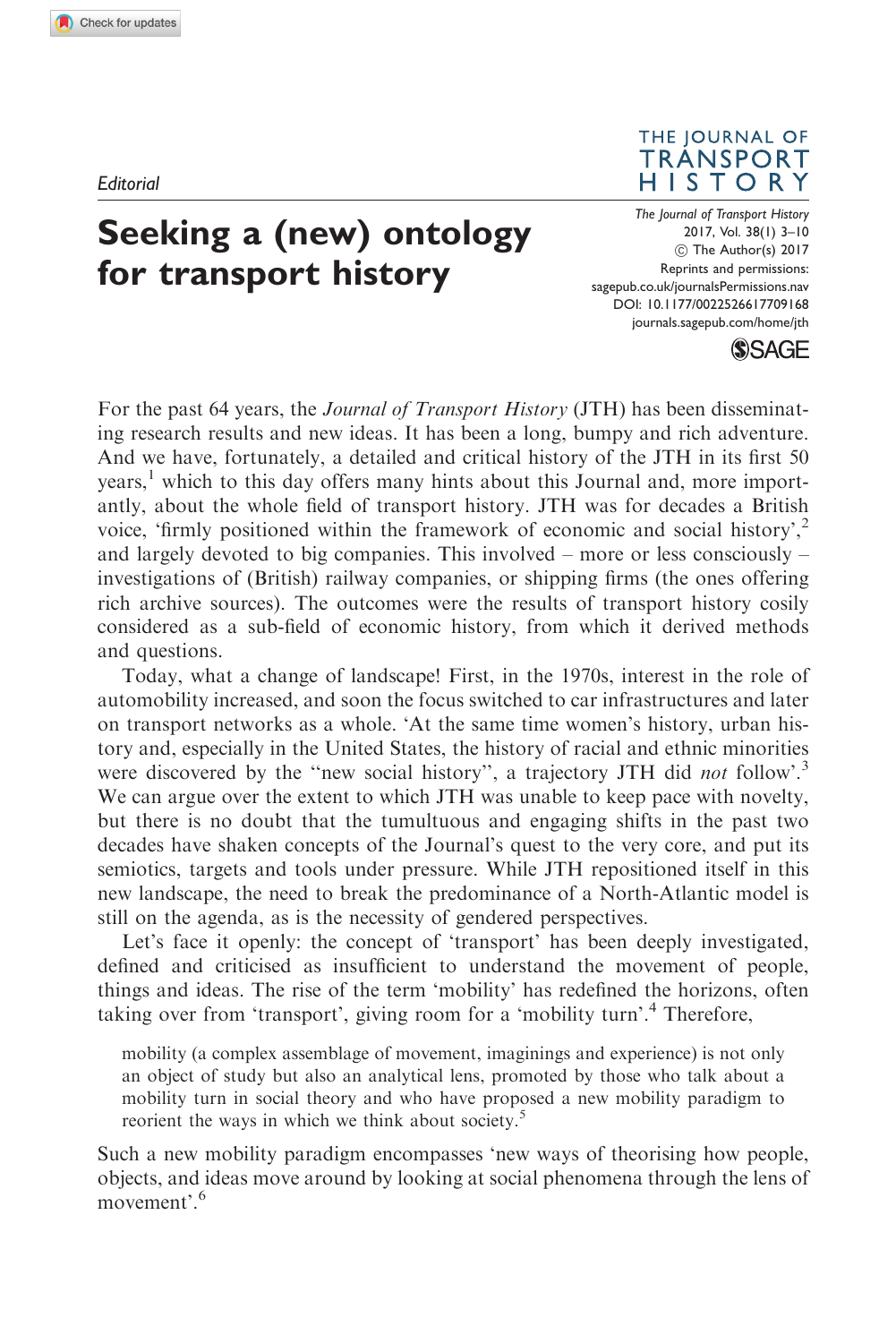*Editorial*

# Seeking a (new) ontology for transport history

For the past 64 years, the *Journal of Transport History* (JTH) has been disseminating research results and new ideas. It has been a long, bumpy and rich adventure. And we have, fortunately, a detailed and critical history of the JTH in its first 50 years,[1] which to this day offers many hints about this Journal and, more importantly, about the whole field of transport history. JTH was for decades a British voice, 'firmly positioned within the framework of economic and social history',[2] and largely devoted to big companies. This involved – more or less consciously – investigations of (British) railway companies, or shipping firms (the ones offering rich archive sources). The outcomes were the results of transport history cosily considered as a sub-field of economic history, from which it derived methods and questions.

Today, what a change of landscape! First, in the 1970s, interest in the role of automobility increased, and soon the focus switched to car infrastructures and later on transport networks as a whole. 'At the same time women's history, urban history and, especially in the United States, the history of racial and ethnic minorities were discovered by the "new social history", a trajectory JTH did *not* follow'.[3] We can argue over the extent to which JTH was unable to keep pace with novelty, but there is no doubt that the tumultuous and engaging shifts in the past two decades have shaken concepts of the Journal's quest to the very core, and put its semiotics, targets and tools under pressure. While JTH repositioned itself in this new landscape, the need to break the predominance of a North-Atlantic model is still on the agenda, as is the necessity of gendered perspectives.

Let's face it openly: the concept of 'transport' has been deeply investigated, defined and criticised as insufficient to understand the movement of people, things and ideas. The rise of the term 'mobility' has redefined the horizons, often taking over from 'transport', giving room for a 'mobility turn'.[4] Therefore,

> mobility (a complex assemblage of movement, imaginings and experience) is not only an object of study but also an analytical lens, promoted by those who talk about a mobility turn in social theory and who have proposed a new mobility paradigm to reorient the ways in which we think about society.[5]

Such a new mobility paradigm encompasses 'new ways of theorising how people, objects, and ideas move around by looking at social phenomena through the lens of movement'.[6]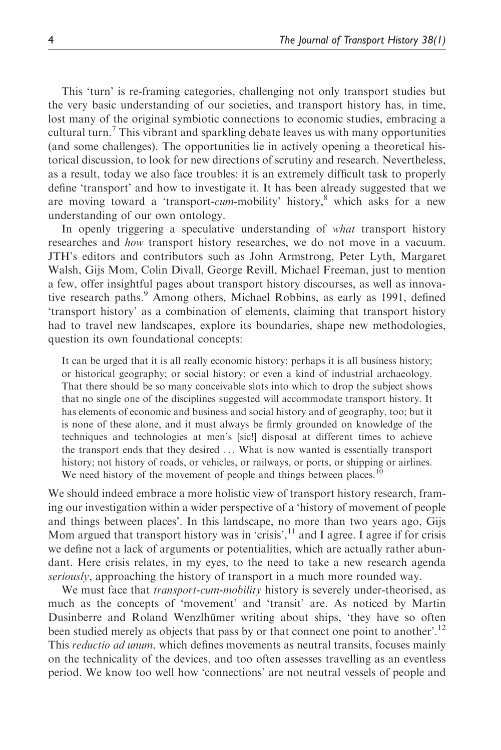This 'turn' is re-framing categories, challenging not only transport studies but the very basic understanding of our societies, and transport history has, in time, lost many of the original symbiotic connections to economic studies, embracing a cultural turn.[7] This vibrant and sparkling debate leaves us with many opportunities (and some challenges). The opportunities lie in actively opening a theoretical historical discussion, to look for new directions of scrutiny and research. Nevertheless, as a result, today we also face troubles: it is an extremely difficult task to properly define 'transport' and how to investigate it. It has been already suggested that we are moving toward a 'transport-*cum*-mobility' history,[8] which asks for a new understanding of our own ontology.

In openly triggering a speculative understanding of *what* transport history researches and *how* transport history researches, we do not move in a vacuum. JTH's editors and contributors such as John Armstrong, Peter Lyth, Margaret Walsh, Gijs Mom, Colin Divall, George Revill, Michael Freeman, just to mention a few, offer insightful pages about transport history discourses, as well as innovative research paths.[9] Among others, Michael Robbins, as early as 1991, defined 'transport history' as a combination of elements, claiming that transport history had to travel new landscapes, explore its boundaries, shape new methodologies, question its own foundational concepts:

> It can be urged that it is all really economic history; perhaps it is all business history; or historical geography; or social history; or even a kind of industrial archaeology. That there should be so many conceivable slots into which to drop the subject shows that no single one of the disciplines suggested will accommodate transport history. It has elements of economic and business and social history and of geography, too; but it is none of these alone, and it must always be firmly grounded on knowledge of the techniques and technologies at men's [sic!] disposal at different times to achieve the transport ends that they desired ... What is now wanted is essentially transport history; not history of roads, or vehicles, or railways, or ports, or shipping or airlines. We need history of the movement of people and things between places.[10]

We should indeed embrace a more holistic view of transport history research, framing our investigation within a wider perspective of a 'history of movement of people and things between places'. In this landscape, no more than two years ago, Gijs Mom argued that transport history was in 'crisis',[11] and I agree. I agree if for crisis we define not a lack of arguments or potentialities, which are actually rather abundant. Here crisis relates, in my eyes, to the need to take a new research agenda *seriously*, approaching the history of transport in a much more rounded way.

We must face that *transport-cum-mobility* history is severely under-theorised, as much as the concepts of 'movement' and 'transit' are. As noticed by Martin Dusinberre and Roland Wenzlhümer writing about ships, 'they have so often been studied merely as objects that pass by or that connect one point to another'.[12] This *reductio ad unum*, which defines movements as neutral transits, focuses mainly on the technicality of the devices, and too often assesses travelling as an eventless period. We know too well how 'connections' are not neutral vessels of people and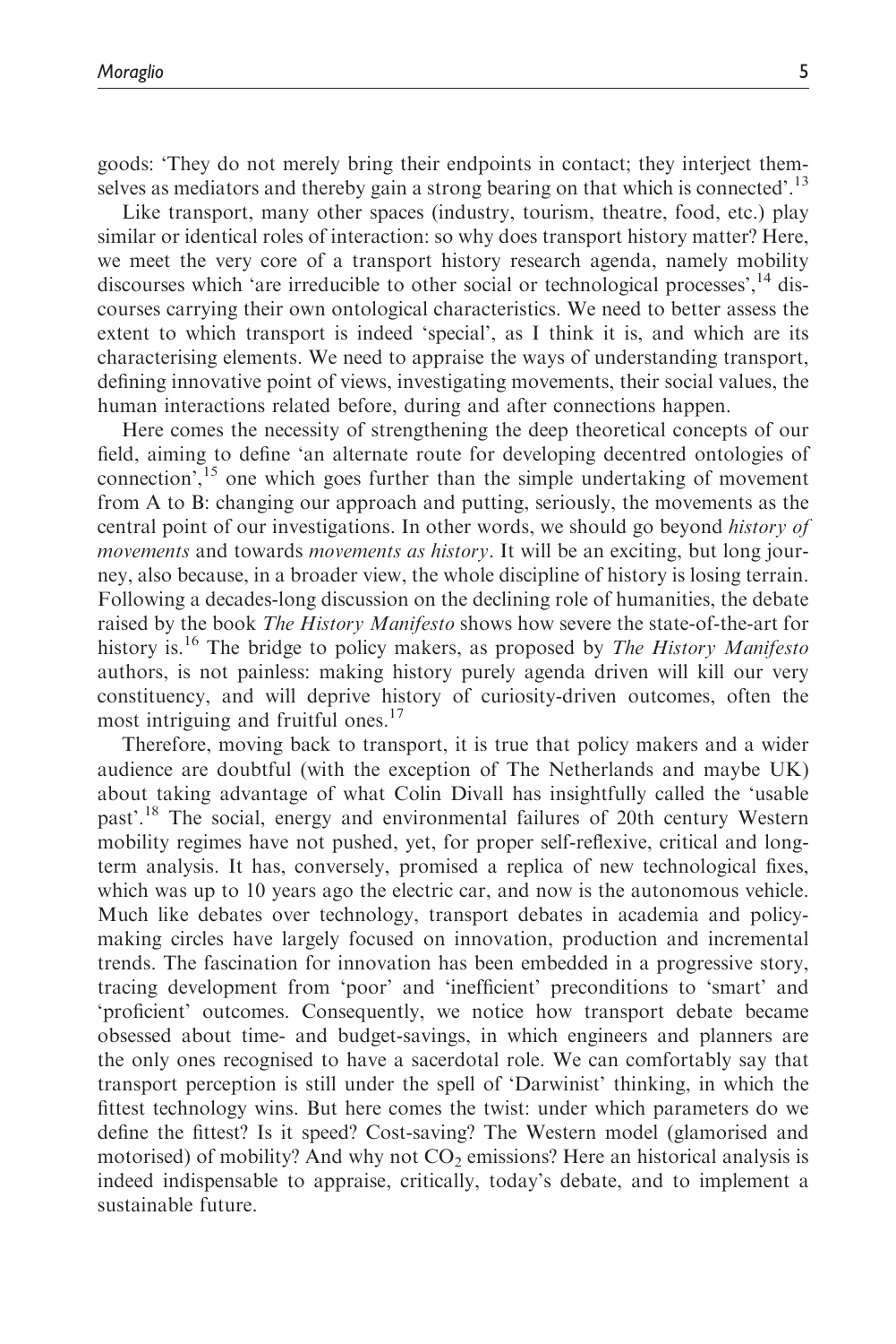goods: 'They do not merely bring their endpoints in contact; they interject themselves as mediators and thereby gain a strong bearing on that which is connected'.[13]

Like transport, many other spaces (industry, tourism, theatre, food, etc.) play similar or identical roles of interaction: so why does transport history matter? Here, we meet the very core of a transport history research agenda, namely mobility discourses which 'are irreducible to other social or technological processes',[14] discourses carrying their own ontological characteristics. We need to better assess the extent to which transport is indeed 'special', as I think it is, and which are its characterising elements. We need to appraise the ways of understanding transport, defining innovative point of views, investigating movements, their social values, the human interactions related before, during and after connections happen.

Here comes the necessity of strengthening the deep theoretical concepts of our field, aiming to define 'an alternate route for developing decentred ontologies of connection',[15] one which goes further than the simple undertaking of movement from A to B: changing our approach and putting, seriously, the movements as the central point of our investigations. In other words, we should go beyond *history of movements* and towards *movements as history*. It will be an exciting, but long journey, also because, in a broader view, the whole discipline of history is losing terrain. Following a decades-long discussion on the declining role of humanities, the debate raised by the book *The History Manifesto* shows how severe the state-of-the-art for history is.[16] The bridge to policy makers, as proposed by *The History Manifesto* authors, is not painless: making history purely agenda driven will kill our very constituency, and will deprive history of curiosity-driven outcomes, often the most intriguing and fruitful ones.[17]

Therefore, moving back to transport, it is true that policy makers and a wider audience are doubtful (with the exception of The Netherlands and maybe UK) about taking advantage of what Colin Divall has insightfully called the 'usable past'.[18] The social, energy and environmental failures of 20th century Western mobility regimes have not pushed, yet, for proper self-reflexive, critical and long-term analysis. It has, conversely, promised a replica of new technological fixes, which was up to 10 years ago the electric car, and now is the autonomous vehicle. Much like debates over technology, transport debates in academia and policy-making circles have largely focused on innovation, production and incremental trends. The fascination for innovation has been embedded in a progressive story, tracing development from 'poor' and 'inefficient' preconditions to 'smart' and 'proficient' outcomes. Consequently, we notice how transport debate became obsessed about time- and budget-savings, in which engineers and planners are the only ones recognised to have a sacerdotal role. We can comfortably say that transport perception is still under the spell of 'Darwinist' thinking, in which the fittest technology wins. But here comes the twist: under which parameters do we define the fittest? Is it speed? Cost-saving? The Western model (glamorised and motorised) of mobility? And why not $CO_2$ emissions? Here an historical analysis is indeed indispensable to appraise, critically, today's debate, and to implement a sustainable future.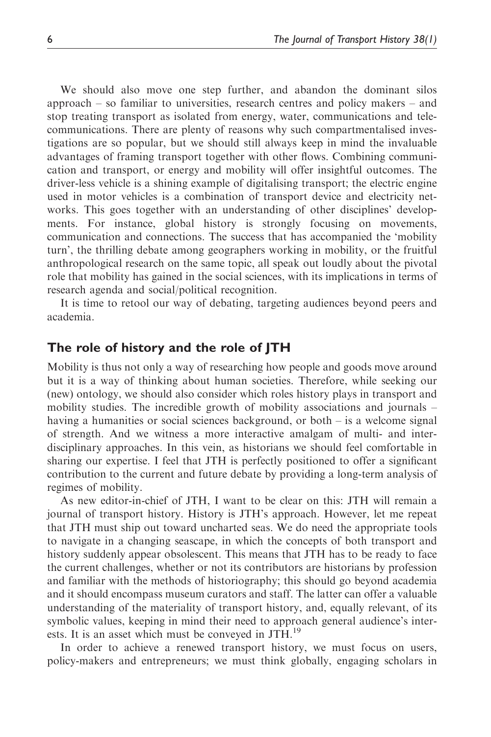We should also move one step further, and abandon the dominant silos approach – so familiar to universities, research centres and policy makers – and stop treating transport as isolated from energy, water, communications and telecommunications. There are plenty of reasons why such compartmentalised investigations are so popular, but we should still always keep in mind the invaluable advantages of framing transport together with other flows. Combining communication and transport, or energy and mobility will offer insightful outcomes. The driver-less vehicle is a shining example of digitalising transport; the electric engine used in motor vehicles is a combination of transport device and electricity networks. This goes together with an understanding of other disciplines' developments. For instance, global history is strongly focusing on movements, communication and connections. The success that has accompanied the 'mobility turn', the thrilling debate among geographers working in mobility, or the fruitful anthropological research on the same topic, all speak out loudly about the pivotal role that mobility has gained in the social sciences, with its implications in terms of research agenda and social/political recognition.

It is time to retool our way of debating, targeting audiences beyond peers and academia.

## The role of history and the role of JTH

Mobility is thus not only a way of researching how people and goods move around but it is a way of thinking about human societies. Therefore, while seeking our (new) ontology, we should also consider which roles history plays in transport and mobility studies. The incredible growth of mobility associations and journals – having a humanities or social sciences background, or both – is a welcome signal of strength. And we witness a more interactive amalgam of multi- and inter-disciplinary approaches. In this vein, as historians we should feel comfortable in sharing our expertise. I feel that JTH is perfectly positioned to offer a significant contribution to the current and future debate by providing a long-term analysis of regimes of mobility.

As new editor-in-chief of JTH, I want to be clear on this: JTH will remain a journal of transport history. History is JTH's approach. However, let me repeat that JTH must ship out toward uncharted seas. We do need the appropriate tools to navigate in a changing seascape, in which the concepts of both transport and history suddenly appear obsolescent. This means that JTH has to be ready to face the current challenges, whether or not its contributors are historians by profession and familiar with the methods of historiography; this should go beyond academia and it should encompass museum curators and staff. The latter can offer a valuable understanding of the materiality of transport history, and, equally relevant, of its symbolic values, keeping in mind their need to approach general audience's interests. It is an asset which must be conveyed in JTH.[19]

In order to achieve a renewed transport history, we must focus on users, policy-makers and entrepreneurs; we must think globally, engaging scholars in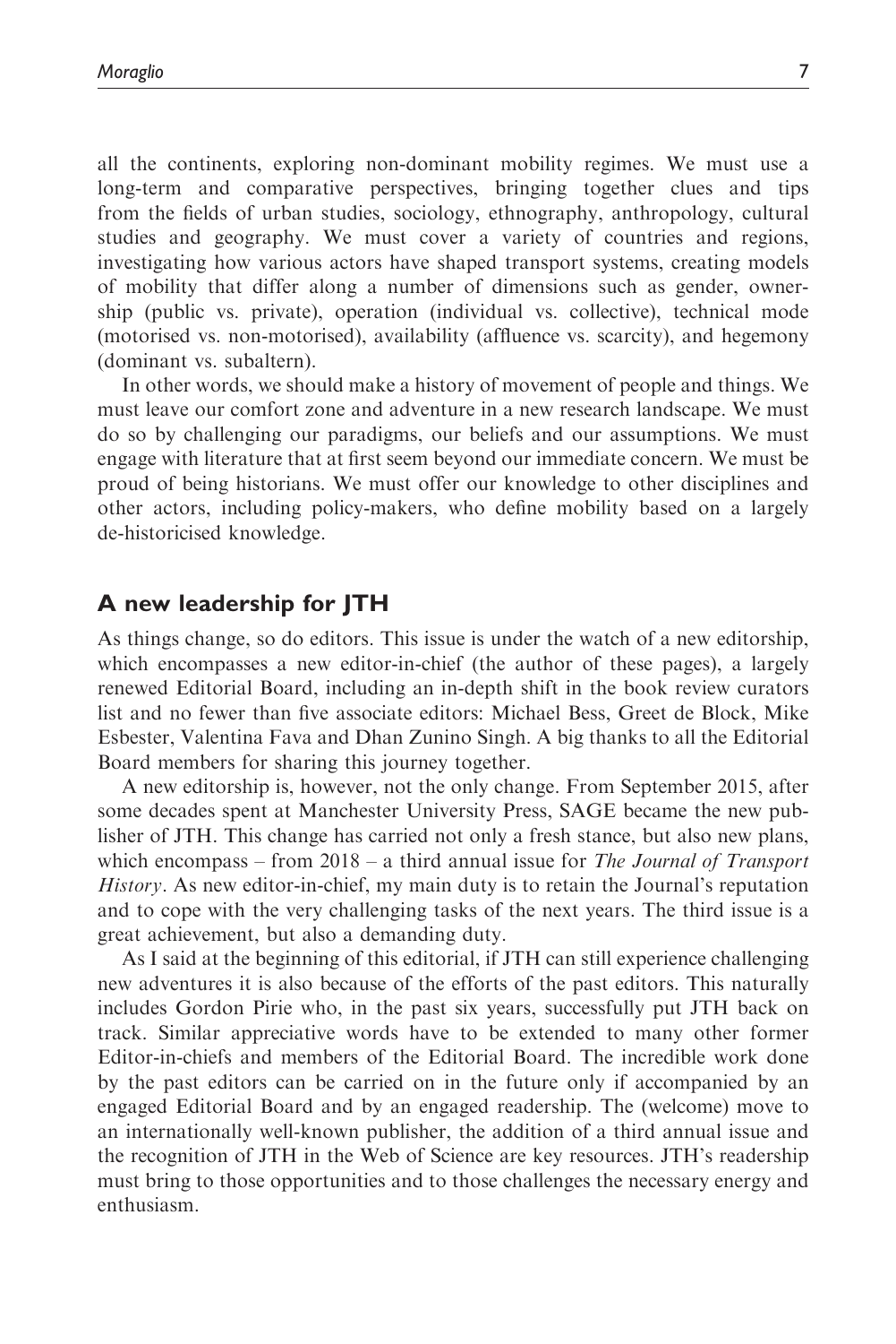all the continents, exploring non-dominant mobility regimes. We must use a long-term and comparative perspectives, bringing together clues and tips from the fields of urban studies, sociology, ethnography, anthropology, cultural studies and geography. We must cover a variety of countries and regions, investigating how various actors have shaped transport systems, creating models of mobility that differ along a number of dimensions such as gender, ownership (public vs. private), operation (individual vs. collective), technical mode (motorised vs. non-motorised), availability (affluence vs. scarcity), and hegemony (dominant vs. subaltern).

In other words, we should make a history of movement of people and things. We must leave our comfort zone and adventure in a new research landscape. We must do so by challenging our paradigms, our beliefs and our assumptions. We must engage with literature that at first seem beyond our immediate concern. We must be proud of being historians. We must offer our knowledge to other disciplines and other actors, including policy-makers, who define mobility based on a largely de-historicised knowledge.

## A new leadership for JTH

As things change, so do editors. This issue is under the watch of a new editorship, which encompasses a new editor-in-chief (the author of these pages), a largely renewed Editorial Board, including an in-depth shift in the book review curators list and no fewer than five associate editors: Michael Bess, Greet de Block, Mike Esbester, Valentina Fava and Dhan Zunino Singh. A big thanks to all the Editorial Board members for sharing this journey together.

A new editorship is, however, not the only change. From September 2015, after some decades spent at Manchester University Press, SAGE became the new publisher of JTH. This change has carried not only a fresh stance, but also new plans, which encompass – from 2018 – a third annual issue for *The Journal of Transport History*. As new editor-in-chief, my main duty is to retain the Journal's reputation and to cope with the very challenging tasks of the next years. The third issue is a great achievement, but also a demanding duty.

As I said at the beginning of this editorial, if JTH can still experience challenging new adventures it is also because of the efforts of the past editors. This naturally includes Gordon Pirie who, in the past six years, successfully put JTH back on track. Similar appreciative words have to be extended to many other former Editor-in-chiefs and members of the Editorial Board. The incredible work done by the past editors can be carried on in the future only if accompanied by an engaged Editorial Board and by an engaged readership. The (welcome) move to an internationally well-known publisher, the addition of a third annual issue and the recognition of JTH in the Web of Science are key resources. JTH's readership must bring to those opportunities and to those challenges the necessary energy and enthusiasm.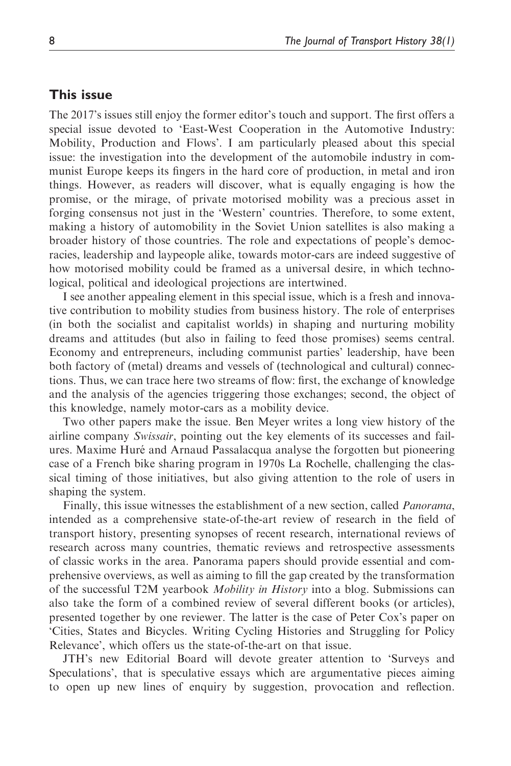## This issue

The 2017's issues still enjoy the former editor's touch and support. The first offers a special issue devoted to 'East-West Cooperation in the Automotive Industry: Mobility, Production and Flows'. I am particularly pleased about this special issue: the investigation into the development of the automobile industry in communist Europe keeps its fingers in the hard core of production, in metal and iron things. However, as readers will discover, what is equally engaging is how the promise, or the mirage, of private motorised mobility was a precious asset in forging consensus not just in the 'Western' countries. Therefore, to some extent, making a history of automobility in the Soviet Union satellites is also making a broader history of those countries. The role and expectations of people's democracies, leadership and laypeople alike, towards motor-cars are indeed suggestive of how motorised mobility could be framed as a universal desire, in which technological, political and ideological projections are intertwined.

I see another appealing element in this special issue, which is a fresh and innovative contribution to mobility studies from business history. The role of enterprises (in both the socialist and capitalist worlds) in shaping and nurturing mobility dreams and attitudes (but also in failing to feed those promises) seems central. Economy and entrepreneurs, including communist parties' leadership, have been both factory of (metal) dreams and vessels of (technological and cultural) connections. Thus, we can trace here two streams of flow: first, the exchange of knowledge and the analysis of the agencies triggering those exchanges; second, the object of this knowledge, namely motor-cars as a mobility device.

Two other papers make the issue. Ben Meyer writes a long view history of the airline company *Swissair*, pointing out the key elements of its successes and failures. Maxime Huré and Arnaud Passalacqua analyse the forgotten but pioneering case of a French bike sharing program in 1970s La Rochelle, challenging the classical timing of those initiatives, but also giving attention to the role of users in shaping the system.

Finally, this issue witnesses the establishment of a new section, called *Panorama*, intended as a comprehensive state-of-the-art review of research in the field of transport history, presenting synopses of recent research, international reviews of research across many countries, thematic reviews and retrospective assessments of classic works in the area. Panorama papers should provide essential and comprehensive overviews, as well as aiming to fill the gap created by the transformation of the successful T2M yearbook *Mobility in History* into a blog. Submissions can also take the form of a combined review of several different books (or articles), presented together by one reviewer. The latter is the case of Peter Cox's paper on 'Cities, States and Bicycles. Writing Cycling Histories and Struggling for Policy Relevance', which offers us the state-of-the-art on that issue.

JTH's new Editorial Board will devote greater attention to 'Surveys and Speculations', that is speculative essays which are argumentative pieces aiming to open up new lines of enquiry by suggestion, provocation and reflection.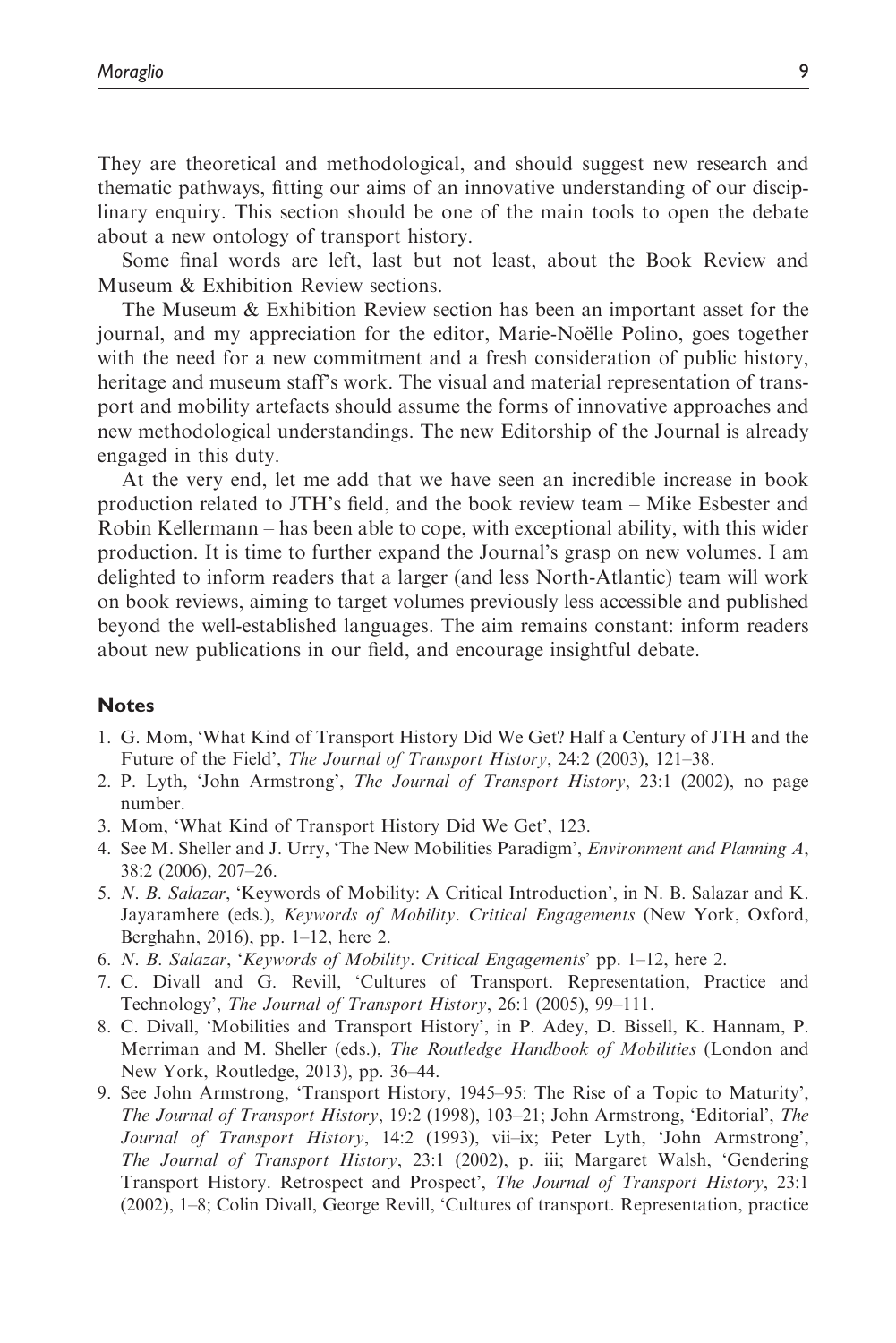They are theoretical and methodological, and should suggest new research and thematic pathways, fitting our aims of an innovative understanding of our disciplinary enquiry. This section should be one of the main tools to open the debate about a new ontology of transport history.

Some final words are left, last but not least, about the Book Review and Museum & Exhibition Review sections.

The Museum & Exhibition Review section has been an important asset for the journal, and my appreciation for the editor, Marie-Noëlle Polino, goes together with the need for a new commitment and a fresh consideration of public history, heritage and museum staff's work. The visual and material representation of transport and mobility artefacts should assume the forms of innovative approaches and new methodological understandings. The new Editorship of the Journal is already engaged in this duty.

At the very end, let me add that we have seen an incredible increase in book production related to JTH's field, and the book review team – Mike Esbester and Robin Kellermann – has been able to cope, with exceptional ability, with this wider production. It is time to further expand the Journal's grasp on new volumes. I am delighted to inform readers that a larger (and less North-Atlantic) team will work on book reviews, aiming to target volumes previously less accessible and published beyond the well-established languages. The aim remains constant: inform readers about new publications in our field, and encourage insightful debate.

## Notes

1. G. Mom, 'What Kind of Transport History Did We Get? Half a Century of JTH and the Future of the Field', *The Journal of Transport History*, 24:2 (2003), 121–38.
2. P. Lyth, 'John Armstrong', *The Journal of Transport History*, 23:1 (2002), no page number.
3. Mom, 'What Kind of Transport History Did We Get', 123.
4. See M. Sheller and J. Urry, 'The New Mobilities Paradigm', *Environment and Planning A*, 38:2 (2006), 207–26.
5. *N. B. Salazar*, 'Keywords of Mobility: A Critical Introduction', in N. B. Salazar and K. Jayaramhere (eds.), *Keywords of Mobility. Critical Engagements* (New York, Oxford, Berghahn, 2016), pp. 1–12, here 2.
6. *N. B. Salazar*, '*Keywords of Mobility. Critical Engagements*' pp. 1–12, here 2.
7. C. Divall and G. Revill, 'Cultures of Transport. Representation, Practice and Technology', *The Journal of Transport History*, 26:1 (2005), 99–111.
8. C. Divall, 'Mobilities and Transport History', in P. Adey, D. Bissell, K. Hannam, P. Merriman and M. Sheller (eds.), *The Routledge Handbook of Mobilities* (London and New York, Routledge, 2013), pp. 36–44.
9. See John Armstrong, 'Transport History, 1945–95: The Rise of a Topic to Maturity', *The Journal of Transport History*, 19:2 (1998), 103–21; John Armstrong, 'Editorial', *The Journal of Transport History*, 14:2 (1993), vii–ix; Peter Lyth, 'John Armstrong', *The Journal of Transport History*, 23:1 (2002), p. iii; Margaret Walsh, 'Gendering Transport History. Retrospect and Prospect', *The Journal of Transport History*, 23:1 (2002), 1–8; Colin Divall, George Revill, 'Cultures of transport. Representation, practice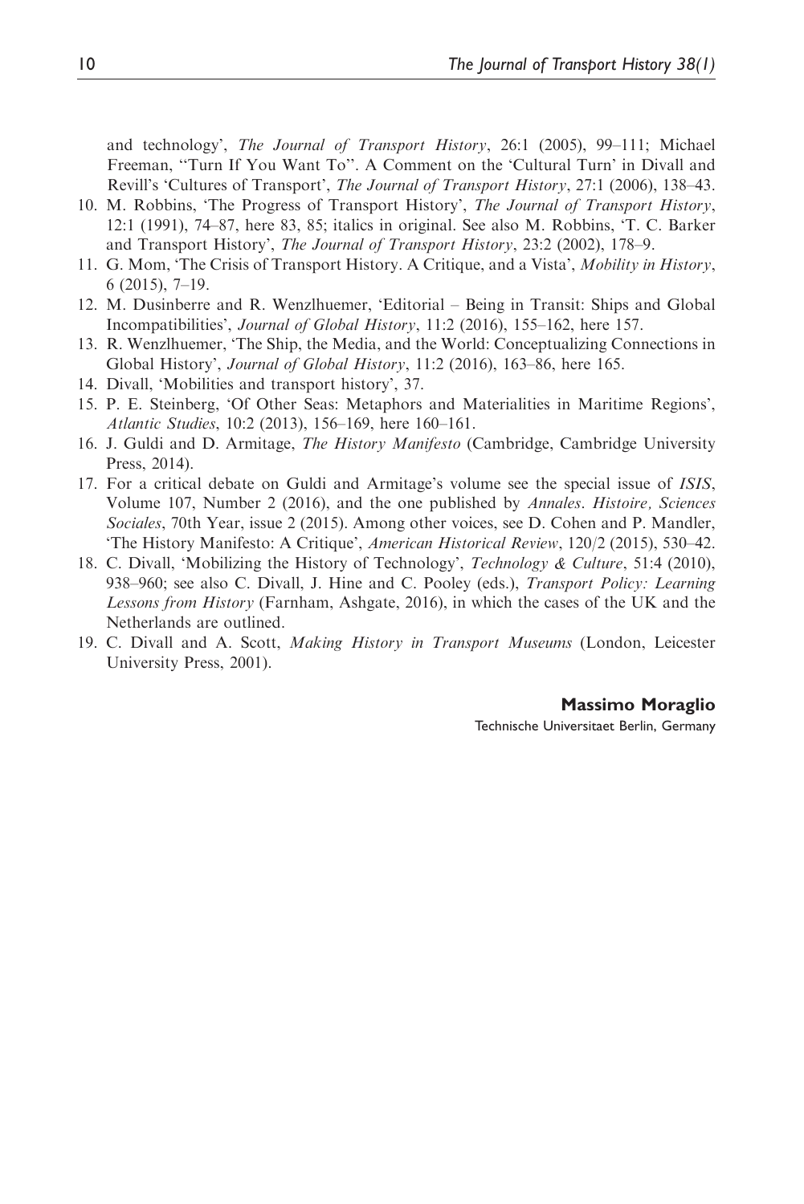and technology', *The Journal of Transport History*, 26:1 (2005), 99–111; Michael Freeman, "Turn If You Want To". A Comment on the 'Cultural Turn' in Divall and Revill's 'Cultures of Transport', *The Journal of Transport History*, 27:1 (2006), 138–43.

10. M. Robbins, 'The Progress of Transport History', *The Journal of Transport History*, 12:1 (1991), 74–87, here 83, 85; italics in original. See also M. Robbins, 'T. C. Barker and Transport History', *The Journal of Transport History*, 23:2 (2002), 178–9.
11. G. Mom, 'The Crisis of Transport History. A Critique, and a Vista', *Mobility in History*, 6 (2015), 7–19.
12. M. Dusinberre and R. Wenzlhuemer, 'Editorial – Being in Transit: Ships and Global Incompatibilities', *Journal of Global History*, 11:2 (2016), 155–162, here 157.
13. R. Wenzlhuemer, 'The Ship, the Media, and the World: Conceptualizing Connections in Global History', *Journal of Global History*, 11:2 (2016), 163–86, here 165.
14. Divall, 'Mobilities and transport history', 37.
15. P. E. Steinberg, 'Of Other Seas: Metaphors and Materialities in Maritime Regions', *Atlantic Studies*, 10:2 (2013), 156–169, here 160–161.
16. J. Guldi and D. Armitage, *The History Manifesto* (Cambridge, Cambridge University Press, 2014).
17. For a critical debate on Guldi and Armitage's volume see the special issue of *ISIS*, Volume 107, Number 2 (2016), and the one published by *Annales. Histoire, Sciences Sociales*, 70th Year, issue 2 (2015). Among other voices, see D. Cohen and P. Mandler, 'The History Manifesto: A Critique', *American Historical Review*, 120/2 (2015), 530–42.
18. C. Divall, 'Mobilizing the History of Technology', *Technology & Culture*, 51:4 (2010), 938–960; see also C. Divall, J. Hine and C. Pooley (eds.), *Transport Policy: Learning Lessons from History* (Farnham, Ashgate, 2016), in which the cases of the UK and the Netherlands are outlined.
19. C. Divall and A. Scott, *Making History in Transport Museums* (London, Leicester University Press, 2001).

**Massimo Moraglio**
Technische Universitaet Berlin, Germany